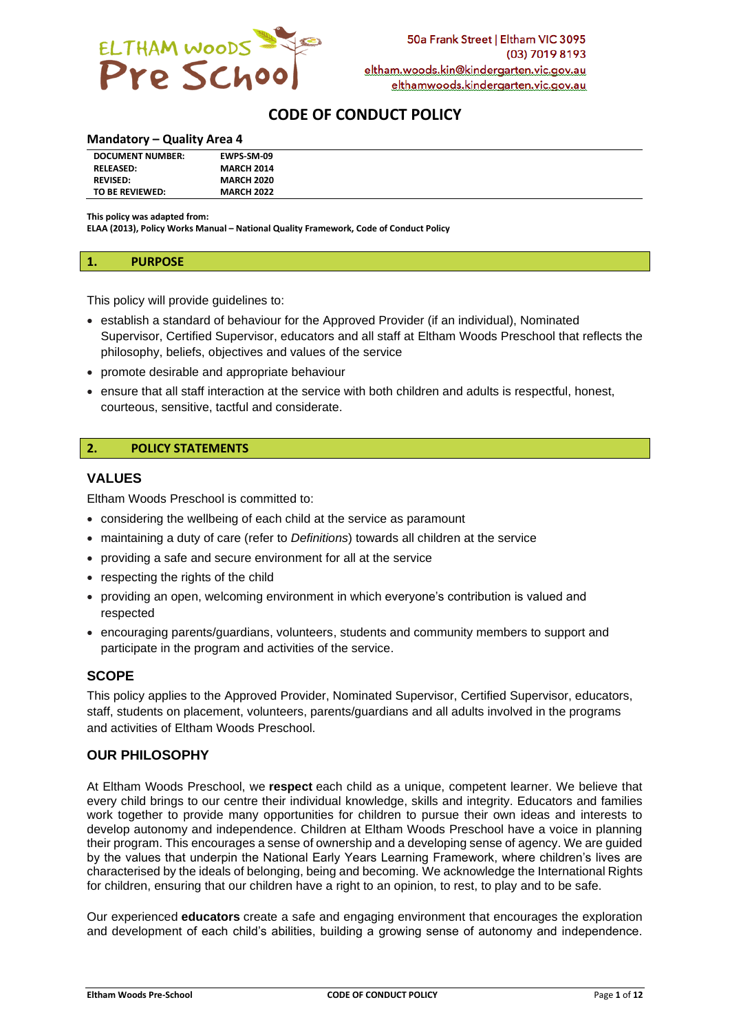50a Frank Street | Eltham VIC 3095
(03) 7019 8193
eltham.woods.kin@kindergarten.vic.gov.au
elthamwoods.kindergarten.vic.gov.au

# CODE OF CONDUCT POLICY

**Mandatory – Quality Area 4**

| | |
|---|---|
| **DOCUMENT NUMBER:** | **EWPS-SM-09** |
| **RELEASED:** | **MARCH 2014** |
| **REVISED:** | **MARCH 2020** |
| **TO BE REVIEWED:** | **MARCH 2022** |

**This policy was adapted from:**
**ELAA (2013), Policy Works Manual – National Quality Framework, Code of Conduct Policy**

## 1. PURPOSE

This policy will provide guidelines to:

- establish a standard of behaviour for the Approved Provider (if an individual), Nominated Supervisor, Certified Supervisor, educators and all staff at Eltham Woods Preschool that reflects the philosophy, beliefs, objectives and values of the service
- promote desirable and appropriate behaviour
- ensure that all staff interaction at the service with both children and adults is respectful, honest, courteous, sensitive, tactful and considerate.

## 2. POLICY STATEMENTS

### VALUES

Eltham Woods Preschool is committed to:

- considering the wellbeing of each child at the service as paramount
- maintaining a duty of care (refer to *Definitions*) towards all children at the service
- providing a safe and secure environment for all at the service
- respecting the rights of the child
- providing an open, welcoming environment in which everyone's contribution is valued and respected
- encouraging parents/guardians, volunteers, students and community members to support and participate in the program and activities of the service.

### SCOPE

This policy applies to the Approved Provider, Nominated Supervisor, Certified Supervisor, educators, staff, students on placement, volunteers, parents/guardians and all adults involved in the programs and activities of Eltham Woods Preschool.

### OUR PHILOSOPHY

At Eltham Woods Preschool, we **respect** each child as a unique, competent learner. We believe that every child brings to our centre their individual knowledge, skills and integrity. Educators and families work together to provide many opportunities for children to pursue their own ideas and interests to develop autonomy and independence. Children at Eltham Woods Preschool have a voice in planning their program. This encourages a sense of ownership and a developing sense of agency. We are guided by the values that underpin the National Early Years Learning Framework, where children's lives are characterised by the ideals of belonging, being and becoming. We acknowledge the International Rights for children, ensuring that our children have a right to an opinion, to rest, to play and to be safe.

Our experienced **educators** create a safe and engaging environment that encourages the exploration and development of each child's abilities, building a growing sense of autonomy and independence.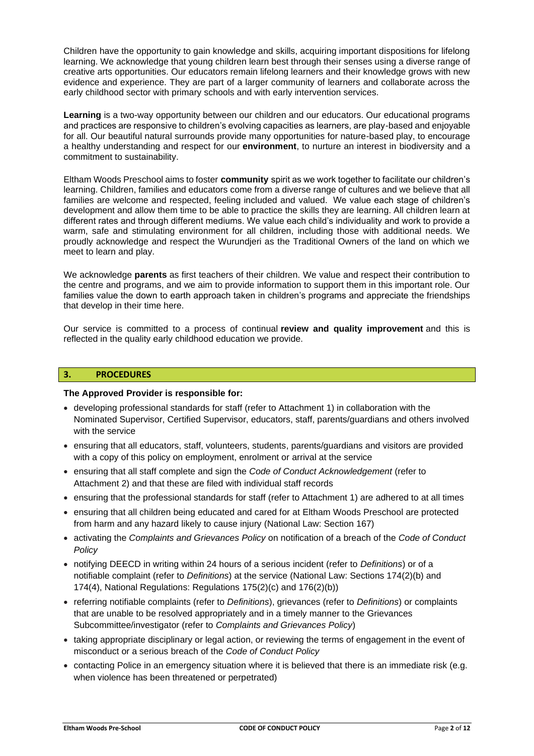Children have the opportunity to gain knowledge and skills, acquiring important dispositions for lifelong learning. We acknowledge that young children learn best through their senses using a diverse range of creative arts opportunities. Our educators remain lifelong learners and their knowledge grows with new evidence and experience. They are part of a larger community of learners and collaborate across the early childhood sector with primary schools and with early intervention services.

**Learning** is a two-way opportunity between our children and our educators. Our educational programs and practices are responsive to children's evolving capacities as learners, are play-based and enjoyable for all. Our beautiful natural surrounds provide many opportunities for nature-based play, to encourage a healthy understanding and respect for our **environment**, to nurture an interest in biodiversity and a commitment to sustainability.

Eltham Woods Preschool aims to foster **community** spirit as we work together to facilitate our children's learning. Children, families and educators come from a diverse range of cultures and we believe that all families are welcome and respected, feeling included and valued. We value each stage of children's development and allow them time to be able to practice the skills they are learning. All children learn at different rates and through different mediums. We value each child's individuality and work to provide a warm, safe and stimulating environment for all children, including those with additional needs. We proudly acknowledge and respect the Wurundjeri as the Traditional Owners of the land on which we meet to learn and play.

We acknowledge **parents** as first teachers of their children. We value and respect their contribution to the centre and programs, and we aim to provide information to support them in this important role. Our families value the down to earth approach taken in children's programs and appreciate the friendships that develop in their time here.

Our service is committed to a process of continual **review and quality improvement** and this is reflected in the quality early childhood education we provide.

## 3. PROCEDURES

**The Approved Provider is responsible for:**

- developing professional standards for staff (refer to Attachment 1) in collaboration with the Nominated Supervisor, Certified Supervisor, educators, staff, parents/guardians and others involved with the service
- ensuring that all educators, staff, volunteers, students, parents/guardians and visitors are provided with a copy of this policy on employment, enrolment or arrival at the service
- ensuring that all staff complete and sign the *Code of Conduct Acknowledgement* (refer to Attachment 2) and that these are filed with individual staff records
- ensuring that the professional standards for staff (refer to Attachment 1) are adhered to at all times
- ensuring that all children being educated and cared for at Eltham Woods Preschool are protected from harm and any hazard likely to cause injury (National Law: Section 167)
- activating the *Complaints and Grievances Policy* on notification of a breach of the *Code of Conduct Policy*
- notifying DEECD in writing within 24 hours of a serious incident (refer to *Definitions*) or of a notifiable complaint (refer to *Definitions*) at the service (National Law: Sections 174(2)(b) and 174(4), National Regulations: Regulations 175(2)(c) and 176(2)(b))
- referring notifiable complaints (refer to *Definitions*), grievances (refer to *Definitions*) or complaints that are unable to be resolved appropriately and in a timely manner to the Grievances Subcommittee/investigator (refer to *Complaints and Grievances Policy*)
- taking appropriate disciplinary or legal action, or reviewing the terms of engagement in the event of misconduct or a serious breach of the *Code of Conduct Policy*
- contacting Police in an emergency situation where it is believed that there is an immediate risk (e.g. when violence has been threatened or perpetrated)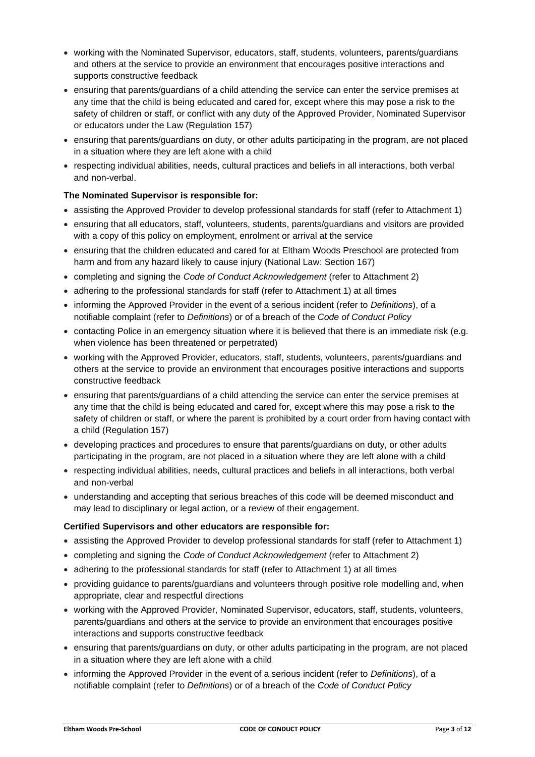- working with the Nominated Supervisor, educators, staff, students, volunteers, parents/guardians and others at the service to provide an environment that encourages positive interactions and supports constructive feedback
- ensuring that parents/guardians of a child attending the service can enter the service premises at any time that the child is being educated and cared for, except where this may pose a risk to the safety of children or staff, or conflict with any duty of the Approved Provider, Nominated Supervisor or educators under the Law (Regulation 157)
- ensuring that parents/guardians on duty, or other adults participating in the program, are not placed in a situation where they are left alone with a child
- respecting individual abilities, needs, cultural practices and beliefs in all interactions, both verbal and non-verbal.

**The Nominated Supervisor is responsible for:**

- assisting the Approved Provider to develop professional standards for staff (refer to Attachment 1)
- ensuring that all educators, staff, volunteers, students, parents/guardians and visitors are provided with a copy of this policy on employment, enrolment or arrival at the service
- ensuring that the children educated and cared for at Eltham Woods Preschool are protected from harm and from any hazard likely to cause injury (National Law: Section 167)
- completing and signing the *Code of Conduct Acknowledgement* (refer to Attachment 2)
- adhering to the professional standards for staff (refer to Attachment 1) at all times
- informing the Approved Provider in the event of a serious incident (refer to *Definitions*), of a notifiable complaint (refer to *Definitions*) or of a breach of the *Code of Conduct Policy*
- contacting Police in an emergency situation where it is believed that there is an immediate risk (e.g. when violence has been threatened or perpetrated)
- working with the Approved Provider, educators, staff, students, volunteers, parents/guardians and others at the service to provide an environment that encourages positive interactions and supports constructive feedback
- ensuring that parents/guardians of a child attending the service can enter the service premises at any time that the child is being educated and cared for, except where this may pose a risk to the safety of children or staff, or where the parent is prohibited by a court order from having contact with a child (Regulation 157)
- developing practices and procedures to ensure that parents/guardians on duty, or other adults participating in the program, are not placed in a situation where they are left alone with a child
- respecting individual abilities, needs, cultural practices and beliefs in all interactions, both verbal and non-verbal
- understanding and accepting that serious breaches of this code will be deemed misconduct and may lead to disciplinary or legal action, or a review of their engagement.

**Certified Supervisors and other educators are responsible for:**

- assisting the Approved Provider to develop professional standards for staff (refer to Attachment 1)
- completing and signing the *Code of Conduct Acknowledgement* (refer to Attachment 2)
- adhering to the professional standards for staff (refer to Attachment 1) at all times
- providing guidance to parents/guardians and volunteers through positive role modelling and, when appropriate, clear and respectful directions
- working with the Approved Provider, Nominated Supervisor, educators, staff, students, volunteers, parents/guardians and others at the service to provide an environment that encourages positive interactions and supports constructive feedback
- ensuring that parents/guardians on duty, or other adults participating in the program, are not placed in a situation where they are left alone with a child
- informing the Approved Provider in the event of a serious incident (refer to *Definitions*), of a notifiable complaint (refer to *Definitions*) or of a breach of the *Code of Conduct Policy*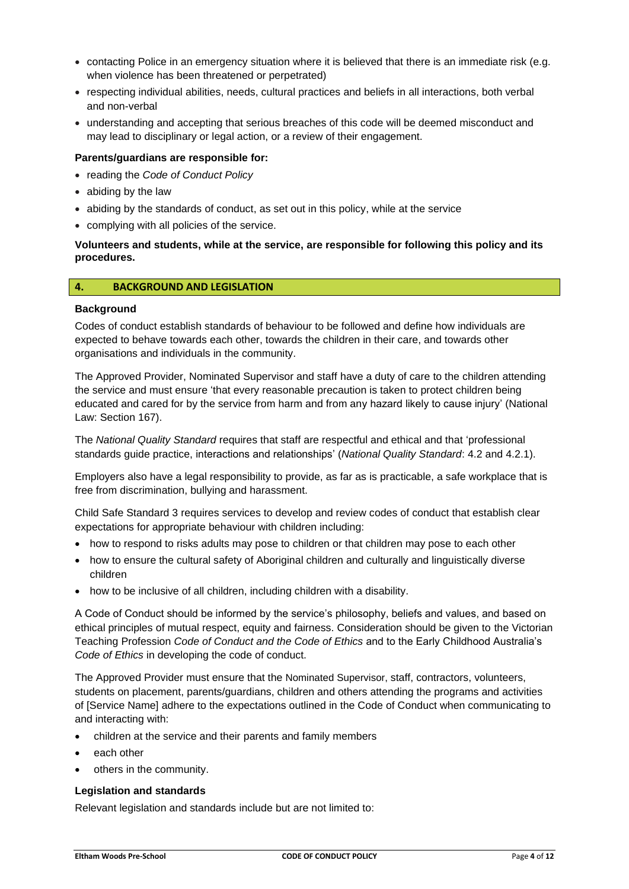- contacting Police in an emergency situation where it is believed that there is an immediate risk (e.g. when violence has been threatened or perpetrated)
- respecting individual abilities, needs, cultural practices and beliefs in all interactions, both verbal and non-verbal
- understanding and accepting that serious breaches of this code will be deemed misconduct and may lead to disciplinary or legal action, or a review of their engagement.

**Parents/guardians are responsible for:**

- reading the *Code of Conduct Policy*
- abiding by the law
- abiding by the standards of conduct, as set out in this policy, while at the service
- complying with all policies of the service.

**Volunteers and students, while at the service, are responsible for following this policy and its procedures.**

## 4. BACKGROUND AND LEGISLATION

**Background**

Codes of conduct establish standards of behaviour to be followed and define how individuals are expected to behave towards each other, towards the children in their care, and towards other organisations and individuals in the community.

The Approved Provider, Nominated Supervisor and staff have a duty of care to the children attending the service and must ensure 'that every reasonable precaution is taken to protect children being educated and cared for by the service from harm and from any hazard likely to cause injury' (National Law: Section 167).

The *National Quality Standard* requires that staff are respectful and ethical and that 'professional standards guide practice, interactions and relationships' (*National Quality Standard*: 4.2 and 4.2.1).

Employers also have a legal responsibility to provide, as far as is practicable, a safe workplace that is free from discrimination, bullying and harassment.

Child Safe Standard 3 requires services to develop and review codes of conduct that establish clear expectations for appropriate behaviour with children including:

- how to respond to risks adults may pose to children or that children may pose to each other
- how to ensure the cultural safety of Aboriginal children and culturally and linguistically diverse children
- how to be inclusive of all children, including children with a disability.

A Code of Conduct should be informed by the service's philosophy, beliefs and values, and based on ethical principles of mutual respect, equity and fairness. Consideration should be given to the Victorian Teaching Profession *Code of Conduct and the Code of Ethics* and to the Early Childhood Australia's *Code of Ethics* in developing the code of conduct.

The Approved Provider must ensure that the Nominated Supervisor, staff, contractors, volunteers, students on placement, parents/guardians, children and others attending the programs and activities of [Service Name] adhere to the expectations outlined in the Code of Conduct when communicating to and interacting with:

- children at the service and their parents and family members
- each other
- others in the community.

**Legislation and standards**

Relevant legislation and standards include but are not limited to: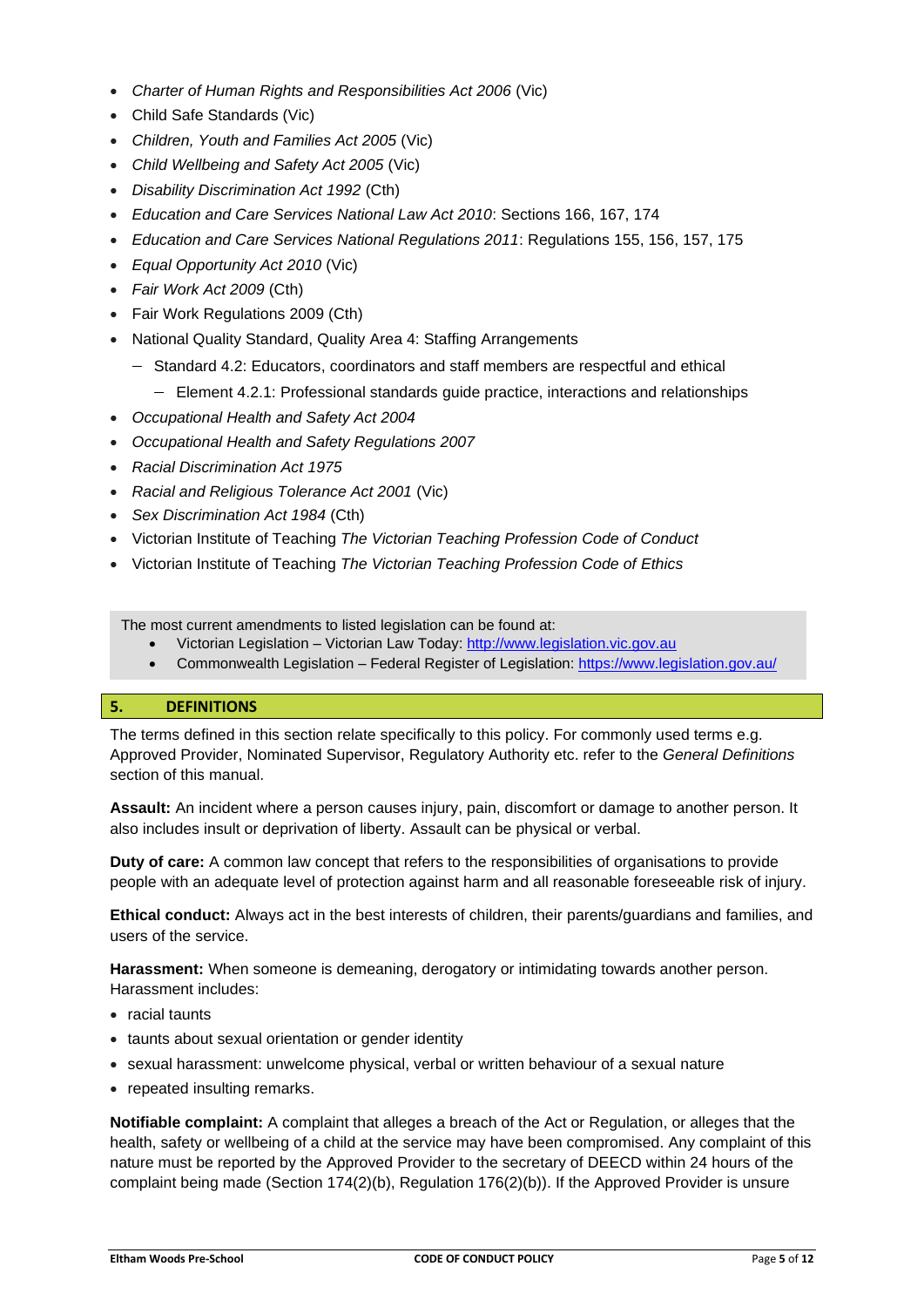- *Charter of Human Rights and Responsibilities Act 2006* (Vic)
- Child Safe Standards (Vic)
- *Children, Youth and Families Act 2005* (Vic)
- *Child Wellbeing and Safety Act 2005* (Vic)
- *Disability Discrimination Act 1992* (Cth)
- *Education and Care Services National Law Act 2010*: Sections 166, 167, 174
- *Education and Care Services National Regulations 2011*: Regulations 155, 156, 157, 175
- *Equal Opportunity Act 2010* (Vic)
- *Fair Work Act 2009* (Cth)
- Fair Work Regulations 2009 (Cth)
- National Quality Standard, Quality Area 4: Staffing Arrangements
  - Standard 4.2: Educators, coordinators and staff members are respectful and ethical
    - Element 4.2.1: Professional standards guide practice, interactions and relationships
- *Occupational Health and Safety Act 2004*
- *Occupational Health and Safety Regulations 2007*
- *Racial Discrimination Act 1975*
- *Racial and Religious Tolerance Act 2001* (Vic)
- *Sex Discrimination Act 1984* (Cth)
- Victorian Institute of Teaching *The Victorian Teaching Profession Code of Conduct*
- Victorian Institute of Teaching *The Victorian Teaching Profession Code of Ethics*

The most current amendments to listed legislation can be found at:

- Victorian Legislation – Victorian Law Today: http://www.legislation.vic.gov.au
- Commonwealth Legislation – Federal Register of Legislation: https://www.legislation.gov.au/

## 5. DEFINITIONS

The terms defined in this section relate specifically to this policy. For commonly used terms e.g. Approved Provider, Nominated Supervisor, Regulatory Authority etc. refer to the *General Definitions* section of this manual.

**Assault:** An incident where a person causes injury, pain, discomfort or damage to another person. It also includes insult or deprivation of liberty. Assault can be physical or verbal.

**Duty of care:** A common law concept that refers to the responsibilities of organisations to provide people with an adequate level of protection against harm and all reasonable foreseeable risk of injury.

**Ethical conduct:** Always act in the best interests of children, their parents/guardians and families, and users of the service.

**Harassment:** When someone is demeaning, derogatory or intimidating towards another person. Harassment includes:

- racial taunts
- taunts about sexual orientation or gender identity
- sexual harassment: unwelcome physical, verbal or written behaviour of a sexual nature
- repeated insulting remarks.

**Notifiable complaint:** A complaint that alleges a breach of the Act or Regulation, or alleges that the health, safety or wellbeing of a child at the service may have been compromised. Any complaint of this nature must be reported by the Approved Provider to the secretary of DEECD within 24 hours of the complaint being made (Section 174(2)(b), Regulation 176(2)(b)). If the Approved Provider is unsure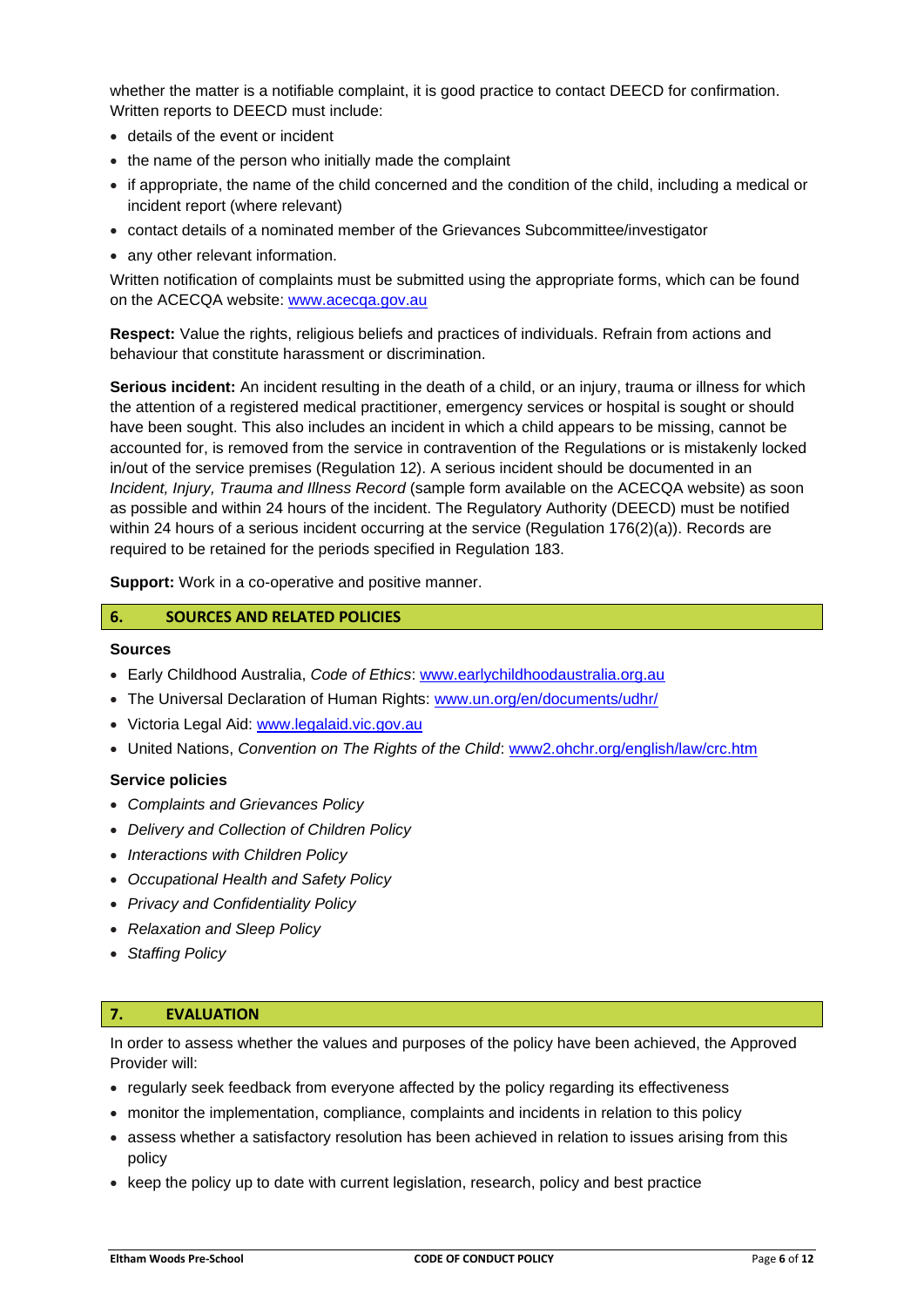whether the matter is a notifiable complaint, it is good practice to contact DEECD for confirmation. Written reports to DEECD must include:

- details of the event or incident
- the name of the person who initially made the complaint
- if appropriate, the name of the child concerned and the condition of the child, including a medical or incident report (where relevant)
- contact details of a nominated member of the Grievances Subcommittee/investigator
- any other relevant information.

Written notification of complaints must be submitted using the appropriate forms, which can be found on the ACECQA website: www.acecqa.gov.au

**Respect:** Value the rights, religious beliefs and practices of individuals. Refrain from actions and behaviour that constitute harassment or discrimination.

**Serious incident:** An incident resulting in the death of a child, or an injury, trauma or illness for which the attention of a registered medical practitioner, emergency services or hospital is sought or should have been sought. This also includes an incident in which a child appears to be missing, cannot be accounted for, is removed from the service in contravention of the Regulations or is mistakenly locked in/out of the service premises (Regulation 12). A serious incident should be documented in an *Incident, Injury, Trauma and Illness Record* (sample form available on the ACECQA website) as soon as possible and within 24 hours of the incident. The Regulatory Authority (DEECD) must be notified within 24 hours of a serious incident occurring at the service (Regulation 176(2)(a)). Records are required to be retained for the periods specified in Regulation 183.

**Support:** Work in a co-operative and positive manner.

## 6. SOURCES AND RELATED POLICIES

### Sources

- Early Childhood Australia, *Code of Ethics*: www.earlychildhoodaustralia.org.au
- The Universal Declaration of Human Rights: www.un.org/en/documents/udhr/
- Victoria Legal Aid: www.legalaid.vic.gov.au
- United Nations, *Convention on The Rights of the Child*: www2.ohchr.org/english/law/crc.htm

### Service policies

- *Complaints and Grievances Policy*
- *Delivery and Collection of Children Policy*
- *Interactions with Children Policy*
- *Occupational Health and Safety Policy*
- *Privacy and Confidentiality Policy*
- *Relaxation and Sleep Policy*
- *Staffing Policy*

## 7. EVALUATION

In order to assess whether the values and purposes of the policy have been achieved, the Approved Provider will:

- regularly seek feedback from everyone affected by the policy regarding its effectiveness
- monitor the implementation, compliance, complaints and incidents in relation to this policy
- assess whether a satisfactory resolution has been achieved in relation to issues arising from this policy
- keep the policy up to date with current legislation, research, policy and best practice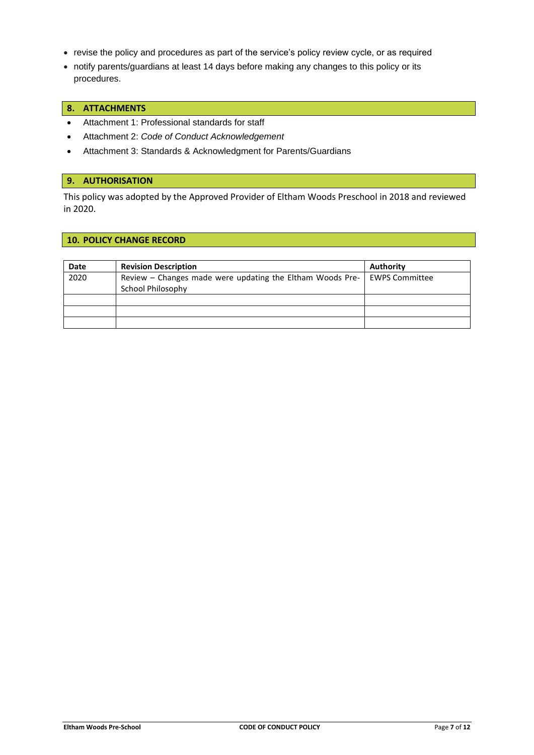- revise the policy and procedures as part of the service's policy review cycle, or as required
- notify parents/guardians at least 14 days before making any changes to this policy or its procedures.

## 8. ATTACHMENTS

- Attachment 1: Professional standards for staff
- Attachment 2: *Code of Conduct Acknowledgement*
- Attachment 3: Standards & Acknowledgment for Parents/Guardians

## 9. AUTHORISATION

This policy was adopted by the Approved Provider of Eltham Woods Preschool in 2018 and reviewed in 2020.

## 10. POLICY CHANGE RECORD

| Date | Revision Description | Authority |
|---|---|---|
| 2020 | Review – Changes made were updating the Eltham Woods Pre-School Philosophy | EWPS Committee |
| | | |
| | | |
| | | |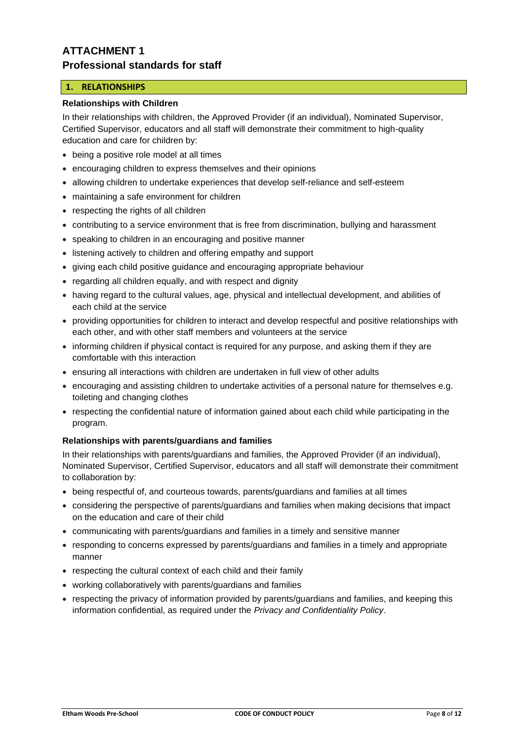# ATTACHMENT 1
## Professional standards for staff

### 1. RELATIONSHIPS

**Relationships with Children**

In their relationships with children, the Approved Provider (if an individual), Nominated Supervisor, Certified Supervisor, educators and all staff will demonstrate their commitment to high-quality education and care for children by:

- being a positive role model at all times
- encouraging children to express themselves and their opinions
- allowing children to undertake experiences that develop self-reliance and self-esteem
- maintaining a safe environment for children
- respecting the rights of all children
- contributing to a service environment that is free from discrimination, bullying and harassment
- speaking to children in an encouraging and positive manner
- listening actively to children and offering empathy and support
- giving each child positive guidance and encouraging appropriate behaviour
- regarding all children equally, and with respect and dignity
- having regard to the cultural values, age, physical and intellectual development, and abilities of each child at the service
- providing opportunities for children to interact and develop respectful and positive relationships with each other, and with other staff members and volunteers at the service
- informing children if physical contact is required for any purpose, and asking them if they are comfortable with this interaction
- ensuring all interactions with children are undertaken in full view of other adults
- encouraging and assisting children to undertake activities of a personal nature for themselves e.g. toileting and changing clothes
- respecting the confidential nature of information gained about each child while participating in the program.

**Relationships with parents/guardians and families**

In their relationships with parents/guardians and families, the Approved Provider (if an individual), Nominated Supervisor, Certified Supervisor, educators and all staff will demonstrate their commitment to collaboration by:

- being respectful of, and courteous towards, parents/guardians and families at all times
- considering the perspective of parents/guardians and families when making decisions that impact on the education and care of their child
- communicating with parents/guardians and families in a timely and sensitive manner
- responding to concerns expressed by parents/guardians and families in a timely and appropriate manner
- respecting the cultural context of each child and their family
- working collaboratively with parents/guardians and families
- respecting the privacy of information provided by parents/guardians and families, and keeping this information confidential, as required under the *Privacy and Confidentiality Policy*.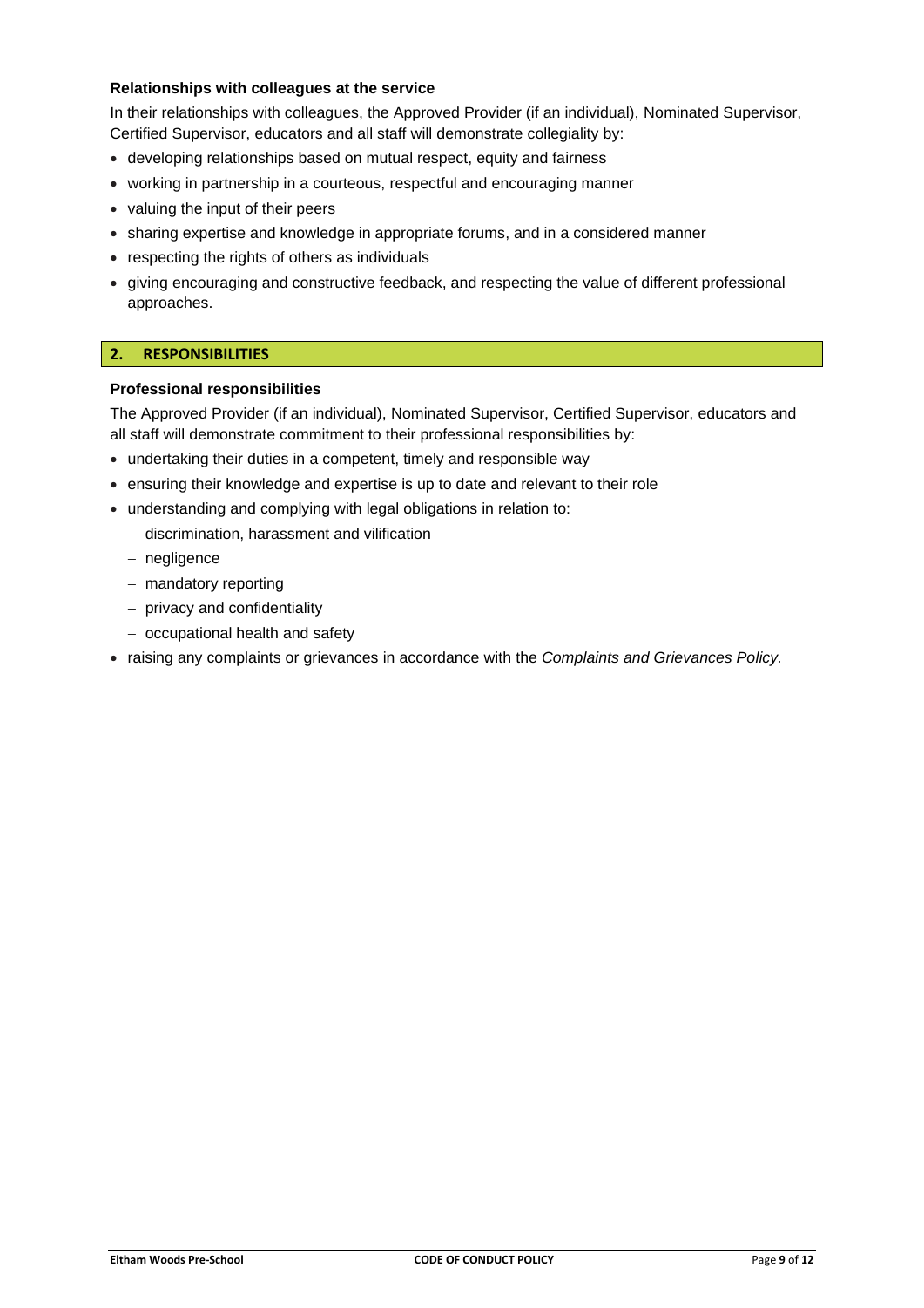**Relationships with colleagues at the service**

In their relationships with colleagues, the Approved Provider (if an individual), Nominated Supervisor, Certified Supervisor, educators and all staff will demonstrate collegiality by:

- developing relationships based on mutual respect, equity and fairness
- working in partnership in a courteous, respectful and encouraging manner
- valuing the input of their peers
- sharing expertise and knowledge in appropriate forums, and in a considered manner
- respecting the rights of others as individuals
- giving encouraging and constructive feedback, and respecting the value of different professional approaches.

## 2. RESPONSIBILITIES

**Professional responsibilities**

The Approved Provider (if an individual), Nominated Supervisor, Certified Supervisor, educators and all staff will demonstrate commitment to their professional responsibilities by:

- undertaking their duties in a competent, timely and responsible way
- ensuring their knowledge and expertise is up to date and relevant to their role
- understanding and complying with legal obligations in relation to:
  - discrimination, harassment and vilification
  - negligence
  - mandatory reporting
  - privacy and confidentiality
  - occupational health and safety
- raising any complaints or grievances in accordance with the *Complaints and Grievances Policy.*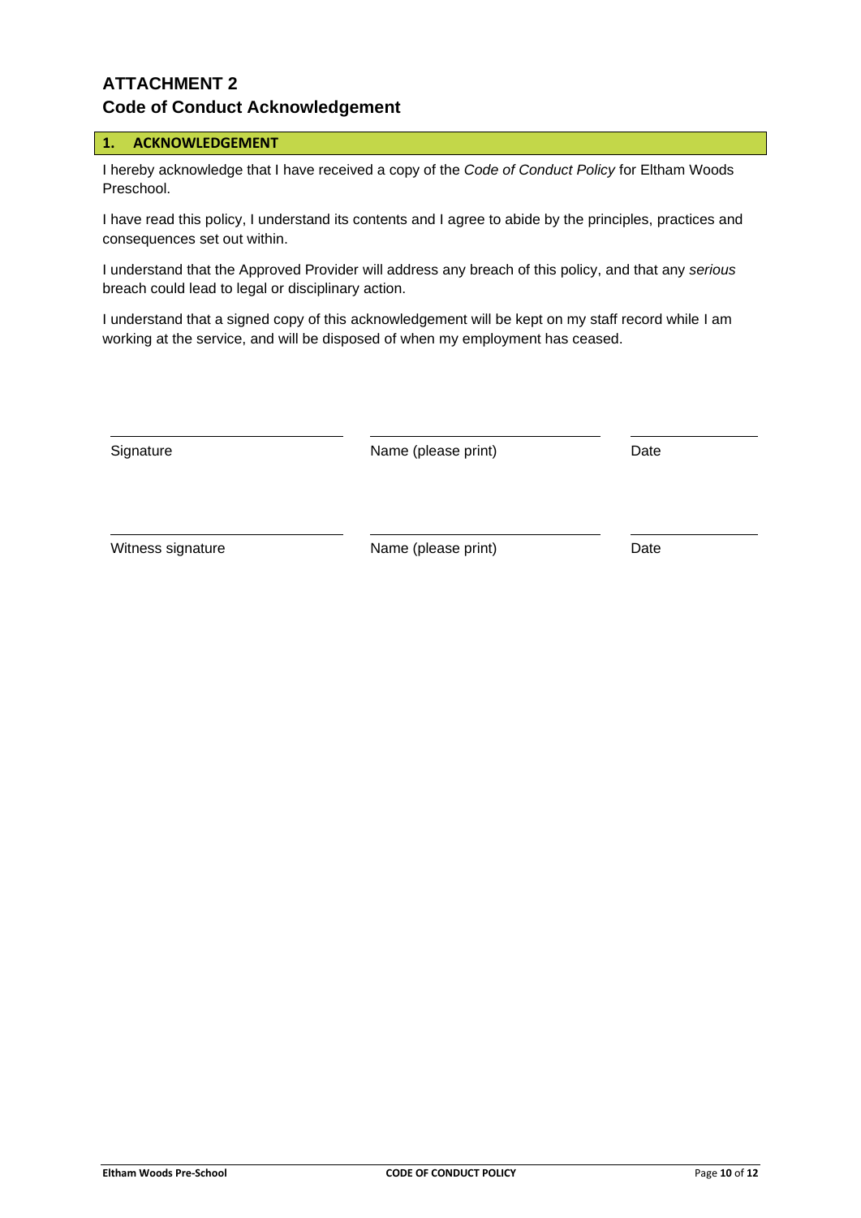# ATTACHMENT 2
## Code of Conduct Acknowledgement

### 1. ACKNOWLEDGEMENT

I hereby acknowledge that I have received a copy of the *Code of Conduct Policy* for Eltham Woods Preschool.

I have read this policy, I understand its contents and I agree to abide by the principles, practices and consequences set out within.

I understand that the Approved Provider will address any breach of this policy, and that any *serious* breach could lead to legal or disciplinary action.

I understand that a signed copy of this acknowledgement will be kept on my staff record while I am working at the service, and will be disposed of when my employment has ceased.

| ______________________ | ______________________ | ____________ |
|---|---|---|
| Signature | Name (please print) | Date |
| ______________________ | ______________________ | ____________ |
| Witness signature | Name (please print) | Date |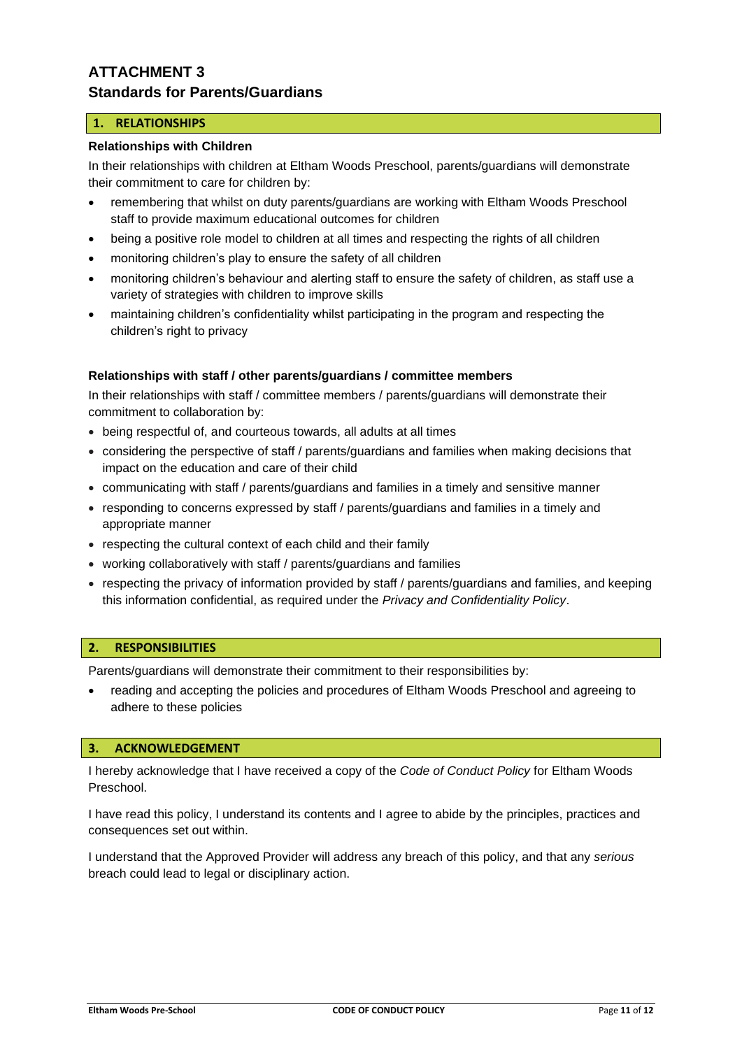# ATTACHMENT 3
## Standards for Parents/Guardians

### 1. RELATIONSHIPS

**Relationships with Children**

In their relationships with children at Eltham Woods Preschool, parents/guardians will demonstrate their commitment to care for children by:

- remembering that whilst on duty parents/guardians are working with Eltham Woods Preschool staff to provide maximum educational outcomes for children
- being a positive role model to children at all times and respecting the rights of all children
- monitoring children's play to ensure the safety of all children
- monitoring children's behaviour and alerting staff to ensure the safety of children, as staff use a variety of strategies with children to improve skills
- maintaining children's confidentiality whilst participating in the program and respecting the children's right to privacy

**Relationships with staff / other parents/guardians / committee members**

In their relationships with staff / committee members / parents/guardians will demonstrate their commitment to collaboration by:

- being respectful of, and courteous towards, all adults at all times
- considering the perspective of staff / parents/guardians and families when making decisions that impact on the education and care of their child
- communicating with staff / parents/guardians and families in a timely and sensitive manner
- responding to concerns expressed by staff / parents/guardians and families in a timely and appropriate manner
- respecting the cultural context of each child and their family
- working collaboratively with staff / parents/guardians and families
- respecting the privacy of information provided by staff / parents/guardians and families, and keeping this information confidential, as required under the *Privacy and Confidentiality Policy*.

### 2. RESPONSIBILITIES

Parents/guardians will demonstrate their commitment to their responsibilities by:

- reading and accepting the policies and procedures of Eltham Woods Preschool and agreeing to adhere to these policies

### 3. ACKNOWLEDGEMENT

I hereby acknowledge that I have received a copy of the *Code of Conduct Policy* for Eltham Woods Preschool.

I have read this policy, I understand its contents and I agree to abide by the principles, practices and consequences set out within.

I understand that the Approved Provider will address any breach of this policy, and that any *serious* breach could lead to legal or disciplinary action.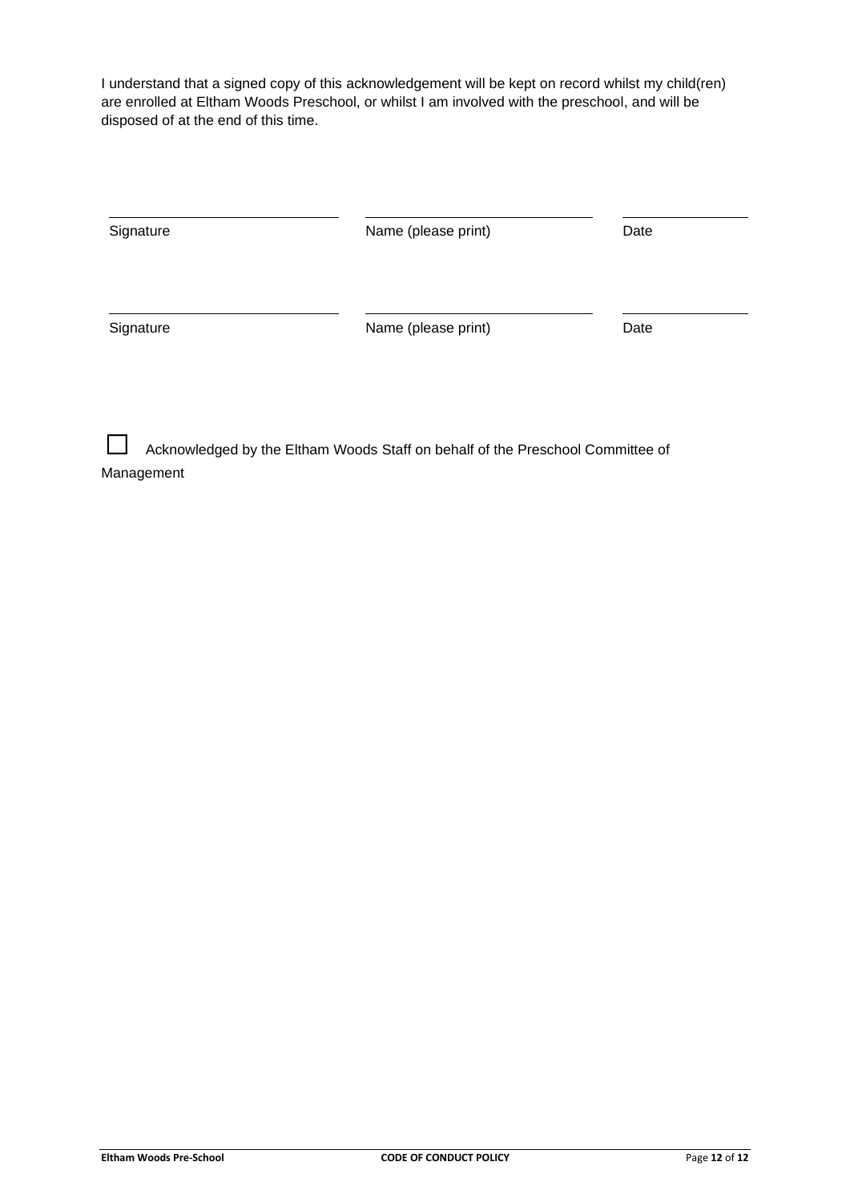I understand that a signed copy of this acknowledgement will be kept on record whilst my child(ren) are enrolled at Eltham Woods Preschool, or whilst I am involved with the preschool, and will be disposed of at the end of this time.

| | | |
|---|---|---|
| ______________________ | ______________________ | ____________ |
| Signature | Name (please print) | Date |
| ______________________ | ______________________ | ____________ |
| Signature | Name (please print) | Date |

☐ Acknowledged by the Eltham Woods Staff on behalf of the Preschool Committee of Management